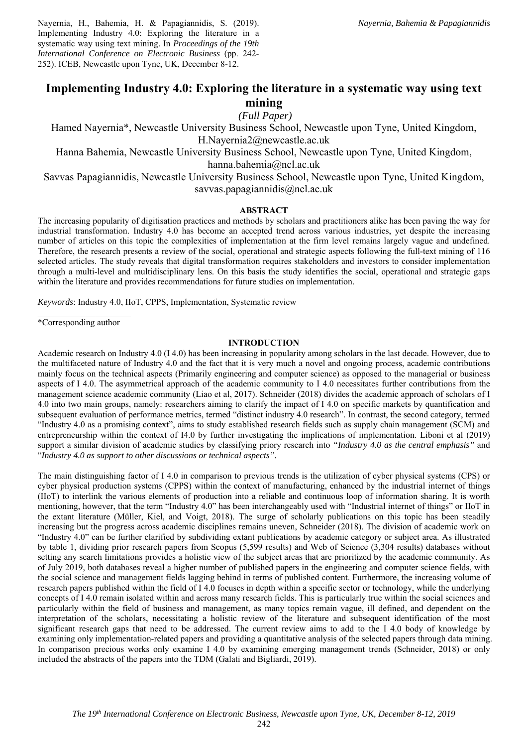Nayernia, H., Bahemia, H. & Papagiannidis, S. (2019). Implementing Industry 4.0: Exploring the literature in a systematic way using text mining. In *Proceedings of the 19th International Conference on Electronic Business* (pp. 242-252). ICEB, Newcastle upon Tyne, UK, December 8-12.

# Implementing Industry 4.0: Exploring the literature in a systematic way using text mining

*(Full Paper)*

Hamed Nayernia*, Newcastle University Business School, Newcastle upon Tyne, United Kingdom, H.Nayernia2@newcastle.ac.uk

Hanna Bahemia, Newcastle University Business School, Newcastle upon Tyne, United Kingdom, hanna.bahemia@ncl.ac.uk

Savvas Papagiannidis, Newcastle University Business School, Newcastle upon Tyne, United Kingdom, savvas.papagiannidis@ncl.ac.uk

## ABSTRACT

The increasing popularity of digitisation practices and methods by scholars and practitioners alike has been paving the way for industrial transformation. Industry 4.0 has become an accepted trend across various industries, yet despite the increasing number of articles on this topic the complexities of implementation at the firm level remains largely vague and undefined. Therefore, the research presents a review of the social, operational and strategic aspects following the full-text mining of 116 selected articles. The study reveals that digital transformation requires stakeholders and investors to consider implementation through a multi-level and multidisciplinary lens. On this basis the study identifies the social, operational and strategic gaps within the literature and provides recommendations for future studies on implementation.

*Keywords*: Industry 4.0, IIoT, CPPS, Implementation, Systematic review

*Corresponding author

## INTRODUCTION

Academic research on Industry 4.0 (I 4.0) has been increasing in popularity among scholars in the last decade. However, due to the multifaceted nature of Industry 4.0 and the fact that it is very much a novel and ongoing process, academic contributions mainly focus on the technical aspects (Primarily engineering and computer science) as opposed to the managerial or business aspects of I 4.0. The asymmetrical approach of the academic community to I 4.0 necessitates further contributions from the management science academic community (Liao et al, 2017). Schneider (2018) divides the academic approach of scholars of I 4.0 into two main groups, namely: researchers aiming to clarify the impact of I 4.0 on specific markets by quantification and subsequent evaluation of performance metrics, termed "distinct industry 4.0 research". In contrast, the second category, termed "Industry 4.0 as a promising context", aims to study established research fields such as supply chain management (SCM) and entrepreneurship within the context of I4.0 by further investigating the implications of implementation. Liboni et al (2019) support a similar division of academic studies by classifying priory research into *"Industry 4.0 as the central emphasis"* and "*Industry 4.0 as support to other discussions or technical aspects"*.

The main distinguishing factor of I 4.0 in comparison to previous trends is the utilization of cyber physical systems (CPS) or cyber physical production systems (CPPS) within the context of manufacturing, enhanced by the industrial internet of things (IIoT) to interlink the various elements of production into a reliable and continuous loop of information sharing. It is worth mentioning, however, that the term "Industry 4.0" has been interchangeably used with "Industrial internet of things" or IIoT in the extant literature (Müller, Kiel, and Voigt, 2018). The surge of scholarly publications on this topic has been steadily increasing but the progress across academic disciplines remains uneven, Schneider (2018). The division of academic work on "Industry 4.0" can be further clarified by subdividing extant publications by academic category or subject area. As illustrated by table 1, dividing prior research papers from Scopus (5,599 results) and Web of Science (3,304 results) databases without setting any search limitations provides a holistic view of the subject areas that are prioritized by the academic community. As of July 2019, both databases reveal a higher number of published papers in the engineering and computer science fields, with the social science and management fields lagging behind in terms of published content. Furthermore, the increasing volume of research papers published within the field of I 4.0 focuses in depth within a specific sector or technology, while the underlying concepts of I 4.0 remain isolated within and across many research fields. This is particularly true within the social sciences and particularly within the field of business and management, as many topics remain vague, ill defined, and dependent on the interpretation of the scholars, necessitating a holistic review of the literature and subsequent identification of the most significant research gaps that need to be addressed. The current review aims to add to the I 4.0 body of knowledge by examining only implementation-related papers and providing a quantitative analysis of the selected papers through data mining. In comparison precious works only examine I 4.0 by examining emerging management trends (Schneider, 2018) or only included the abstracts of the papers into the TDM (Galati and Bigliardi, 2019).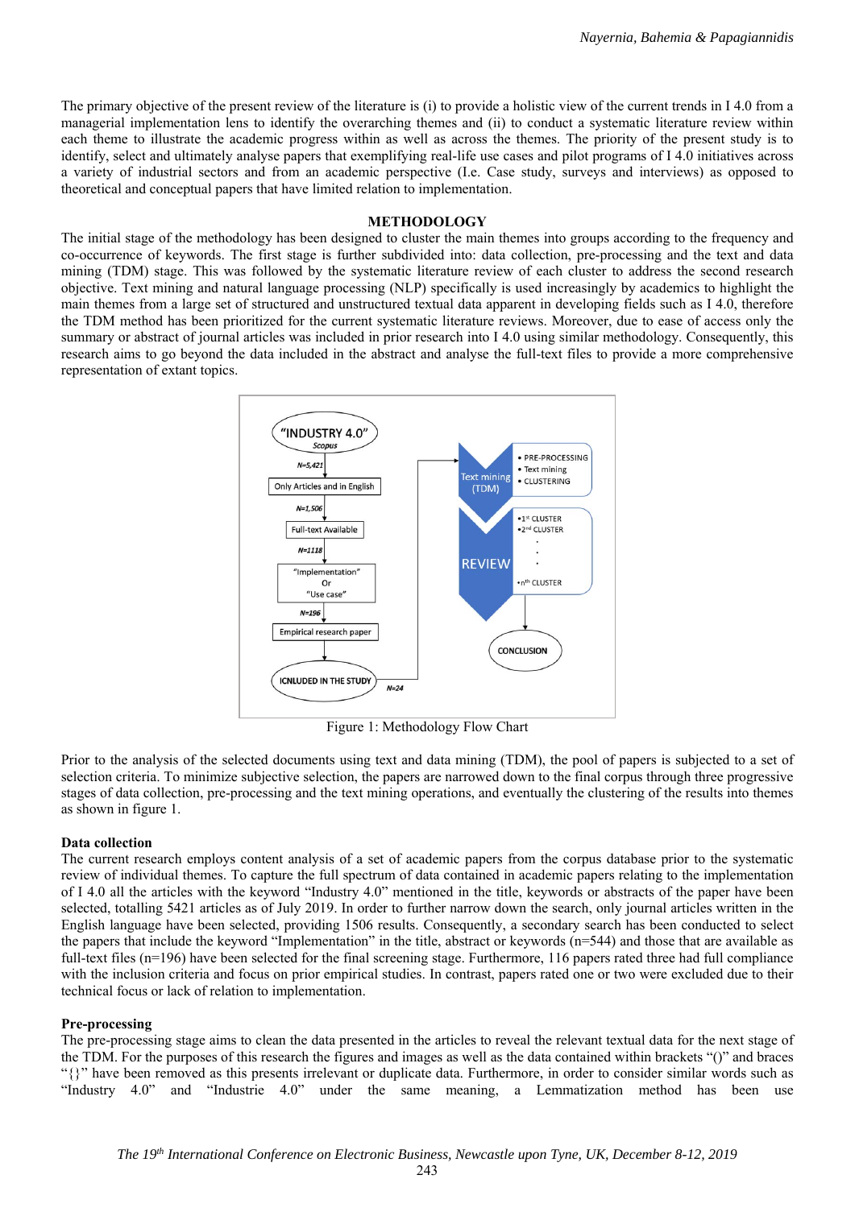The primary objective of the present review of the literature is (i) to provide a holistic view of the current trends in I 4.0 from a managerial implementation lens to identify the overarching themes and (ii) to conduct a systematic literature review within each theme to illustrate the academic progress within as well as across the themes. The priority of the present study is to identify, select and ultimately analyse papers that exemplifying real-life use cases and pilot programs of I 4.0 initiatives across a variety of industrial sectors and from an academic perspective (I.e. Case study, surveys and interviews) as opposed to theoretical and conceptual papers that have limited relation to implementation.

## METHODOLOGY

The initial stage of the methodology has been designed to cluster the main themes into groups according to the frequency and co-occurrence of keywords. The first stage is further subdivided into: data collection, pre-processing and the text and data mining (TDM) stage. This was followed by the systematic literature review of each cluster to address the second research objective. Text mining and natural language processing (NLP) specifically is used increasingly by academics to highlight the main themes from a large set of structured and unstructured textual data apparent in developing fields such as I 4.0, therefore the TDM method has been prioritized for the current systematic literature reviews. Moreover, due to ease of access only the summary or abstract of journal articles was included in prior research into I 4.0 using similar methodology. Consequently, this research aims to go beyond the data included in the abstract and analyse the full-text files to provide a more comprehensive representation of extant topics.

Figure 1: Methodology Flow Chart

Prior to the analysis of the selected documents using text and data mining (TDM), the pool of papers is subjected to a set of selection criteria. To minimize subjective selection, the papers are narrowed down to the final corpus through three progressive stages of data collection, pre-processing and the text mining operations, and eventually the clustering of the results into themes as shown in figure 1.

### Data collection

The current research employs content analysis of a set of academic papers from the corpus database prior to the systematic review of individual themes. To capture the full spectrum of data contained in academic papers relating to the implementation of I 4.0 all the articles with the keyword "Industry 4.0" mentioned in the title, keywords or abstracts of the paper have been selected, totalling 5421 articles as of July 2019. In order to further narrow down the search, only journal articles written in the English language have been selected, providing 1506 results. Consequently, a secondary search has been conducted to select the papers that include the keyword "Implementation" in the title, abstract or keywords (n=544) and those that are available as full-text files (n=196) have been selected for the final screening stage. Furthermore, 116 papers rated three had full compliance with the inclusion criteria and focus on prior empirical studies. In contrast, papers rated one or two were excluded due to their technical focus or lack of relation to implementation.

### Pre-processing

The pre-processing stage aims to clean the data presented in the articles to reveal the relevant textual data for the next stage of the TDM. For the purposes of this research the figures and images as well as the data contained within brackets "()" and braces "{}" have been removed as this presents irrelevant or duplicate data. Furthermore, in order to consider similar words such as "Industry 4.0" and "Industrie 4.0" under the same meaning, a Lemmatization method has been use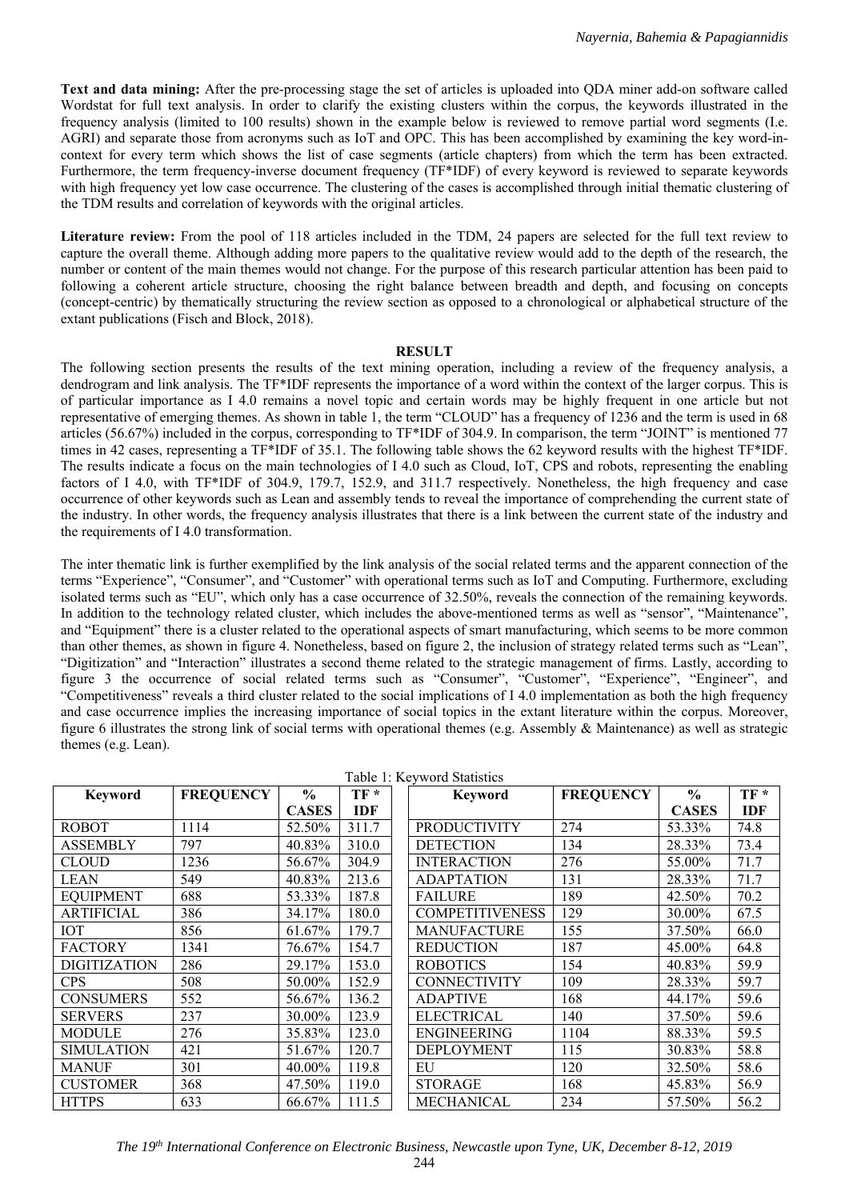**Text and data mining:** After the pre-processing stage the set of articles is uploaded into QDA miner add-on software called Wordstat for full text analysis. In order to clarify the existing clusters within the corpus, the keywords illustrated in the frequency analysis (limited to 100 results) shown in the example below is reviewed to remove partial word segments (I.e. AGRI) and separate those from acronyms such as IoT and OPC. This has been accomplished by examining the key word-in-context for every term which shows the list of case segments (article chapters) from which the term has been extracted. Furthermore, the term frequency-inverse document frequency (TF*IDF) of every keyword is reviewed to separate keywords with high frequency yet low case occurrence. The clustering of the cases is accomplished through initial thematic clustering of the TDM results and correlation of keywords with the original articles.

**Literature review:** From the pool of 118 articles included in the TDM, 24 papers are selected for the full text review to capture the overall theme. Although adding more papers to the qualitative review would add to the depth of the research, the number or content of the main themes would not change. For the purpose of this research particular attention has been paid to following a coherent article structure, choosing the right balance between breadth and depth, and focusing on concepts (concept-centric) by thematically structuring the review section as opposed to a chronological or alphabetical structure of the extant publications (Fisch and Block, 2018).

## RESULT

The following section presents the results of the text mining operation, including a review of the frequency analysis, a dendrogram and link analysis. The TF*IDF represents the importance of a word within the context of the larger corpus. This is of particular importance as I 4.0 remains a novel topic and certain words may be highly frequent in one article but not representative of emerging themes. As shown in table 1, the term "CLOUD" has a frequency of 1236 and the term is used in 68 articles (56.67%) included in the corpus, corresponding to TF*IDF of 304.9. In comparison, the term "JOINT" is mentioned 77 times in 42 cases, representing a TF*IDF of 35.1. The following table shows the 62 keyword results with the highest TF*IDF. The results indicate a focus on the main technologies of I 4.0 such as Cloud, IoT, CPS and robots, representing the enabling factors of I 4.0, with TF*IDF of 304.9, 179.7, 152.9, and 311.7 respectively. Nonetheless, the high frequency and case occurrence of other keywords such as Lean and assembly tends to reveal the importance of comprehending the current state of the industry. In other words, the frequency analysis illustrates that there is a link between the current state of the industry and the requirements of I 4.0 transformation.

The inter thematic link is further exemplified by the link analysis of the social related terms and the apparent connection of the terms "Experience", "Consumer", and "Customer" with operational terms such as IoT and Computing. Furthermore, excluding isolated terms such as "EU", which only has a case occurrence of 32.50%, reveals the connection of the remaining keywords. In addition to the technology related cluster, which includes the above-mentioned terms as well as "sensor", "Maintenance", and "Equipment" there is a cluster related to the operational aspects of smart manufacturing, which seems to be more common than other themes, as shown in figure 4. Nonetheless, based on figure 2, the inclusion of strategy related terms such as "Lean", "Digitization" and "Interaction" illustrates a second theme related to the strategic management of firms. Lastly, according to figure 3 the occurrence of social related terms such as "Consumer", "Customer", "Experience", "Engineer", and "Competitiveness" reveals a third cluster related to the social implications of I 4.0 implementation as both the high frequency and case occurrence implies the increasing importance of social topics in the extant literature within the corpus. Moreover, figure 6 illustrates the strong link of social terms with operational themes (e.g. Assembly & Maintenance) as well as strategic themes (e.g. Lean).

Table 1: Keyword Statistics

| Keyword | FREQUENCY | % CASES | TF * IDF | Keyword | FREQUENCY | % CASES | TF * IDF |
|---|---|---|---|---|---|---|---|
| ROBOT | 1114 | 52.50% | 311.7 | PRODUCTIVITY | 274 | 53.33% | 74.8 |
| ASSEMBLY | 797 | 40.83% | 310.0 | DETECTION | 134 | 28.33% | 73.4 |
| CLOUD | 1236 | 56.67% | 304.9 | INTERACTION | 276 | 55.00% | 71.7 |
| LEAN | 549 | 40.83% | 213.6 | ADAPTATION | 131 | 28.33% | 71.7 |
| EQUIPMENT | 688 | 53.33% | 187.8 | FAILURE | 189 | 42.50% | 70.2 |
| ARTIFICIAL | 386 | 34.17% | 180.0 | COMPETITIVENESS | 129 | 30.00% | 67.5 |
| IOT | 856 | 61.67% | 179.7 | MANUFACTURE | 155 | 37.50% | 66.0 |
| FACTORY | 1341 | 76.67% | 154.7 | REDUCTION | 187 | 45.00% | 64.8 |
| DIGITIZATION | 286 | 29.17% | 153.0 | ROBOTICS | 154 | 40.83% | 59.9 |
| CPS | 508 | 50.00% | 152.9 | CONNECTIVITY | 109 | 28.33% | 59.7 |
| CONSUMERS | 552 | 56.67% | 136.2 | ADAPTIVE | 168 | 44.17% | 59.6 |
| SERVERS | 237 | 30.00% | 123.9 | ELECTRICAL | 140 | 37.50% | 59.6 |
| MODULE | 276 | 35.83% | 123.0 | ENGINEERING | 1104 | 88.33% | 59.5 |
| SIMULATION | 421 | 51.67% | 120.7 | DEPLOYMENT | 115 | 30.83% | 58.8 |
| MANUF | 301 | 40.00% | 119.8 | EU | 120 | 32.50% | 58.6 |
| CUSTOMER | 368 | 47.50% | 119.0 | STORAGE | 168 | 45.83% | 56.9 |
| HTTPS | 633 | 66.67% | 111.5 | MECHANICAL | 234 | 57.50% | 56.2 |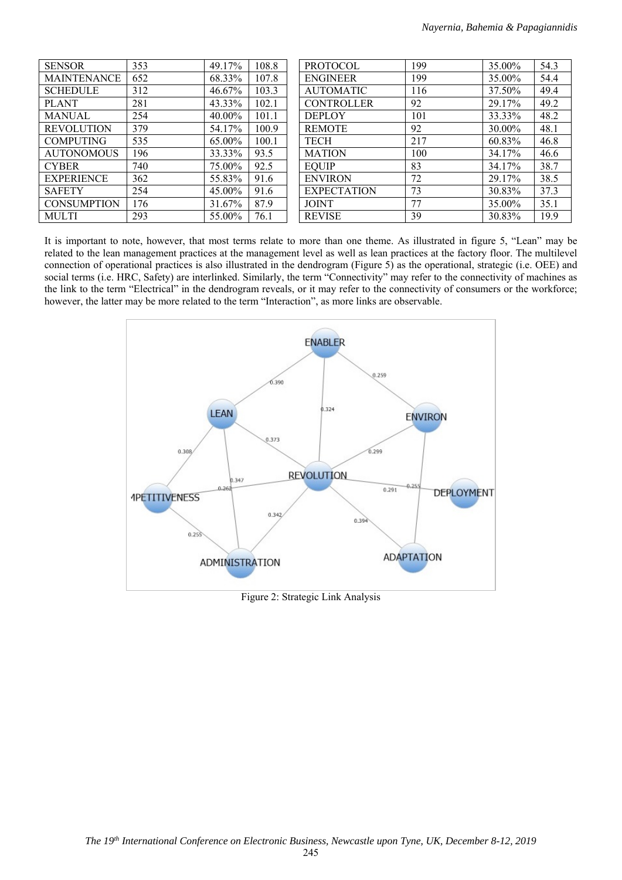| SENSOR | 353 | 49.17% | 108.8 |
|---|---|---|---|
| MAINTENANCE | 652 | 68.33% | 107.8 |
| SCHEDULE | 312 | 46.67% | 103.3 |
| PLANT | 281 | 43.33% | 102.1 |
| MANUAL | 254 | 40.00% | 101.1 |
| REVOLUTION | 379 | 54.17% | 100.9 |
| COMPUTING | 535 | 65.00% | 100.1 |
| AUTONOMOUS | 196 | 33.33% | 93.5 |
| CYBER | 740 | 75.00% | 92.5 |
| EXPERIENCE | 362 | 55.83% | 91.6 |
| SAFETY | 254 | 45.00% | 91.6 |
| CONSUMPTION | 176 | 31.67% | 87.9 |
| MULTI | 293 | 55.00% | 76.1 |
| PROTOCOL | 199 | 35.00% | 54.3 |
| ENGINEER | 199 | 35.00% | 54.4 |
| AUTOMATIC | 116 | 37.50% | 49.4 |
| CONTROLLER | 92 | 29.17% | 49.2 |
| DEPLOY | 101 | 33.33% | 48.2 |
| REMOTE | 92 | 30.00% | 48.1 |
| TECH | 217 | 60.83% | 46.8 |
| MATION | 100 | 34.17% | 46.6 |
| EQUIP | 83 | 34.17% | 38.7 |
| ENVIRON | 72 | 29.17% | 38.5 |
| EXPECTATION | 73 | 30.83% | 37.3 |
| JOINT | 77 | 35.00% | 35.1 |
| REVISE | 39 | 30.83% | 19.9 |

It is important to note, however, that most terms relate to more than one theme. As illustrated in figure 5, "Lean" may be related to the lean management practices at the management level as well as lean practices at the factory floor. The multilevel connection of operational practices is also illustrated in the dendrogram (Figure 5) as the operational, strategic (i.e. OEE) and social terms (i.e. HRC, Safety) are interlinked. Similarly, the term "Connectivity" may refer to the connectivity of machines as the link to the term "Electrical" in the dendrogram reveals, or it may refer to the connectivity of consumers or the workforce; however, the latter may be more related to the term "Interaction", as more links are observable.

Figure 2: Strategic Link Analysis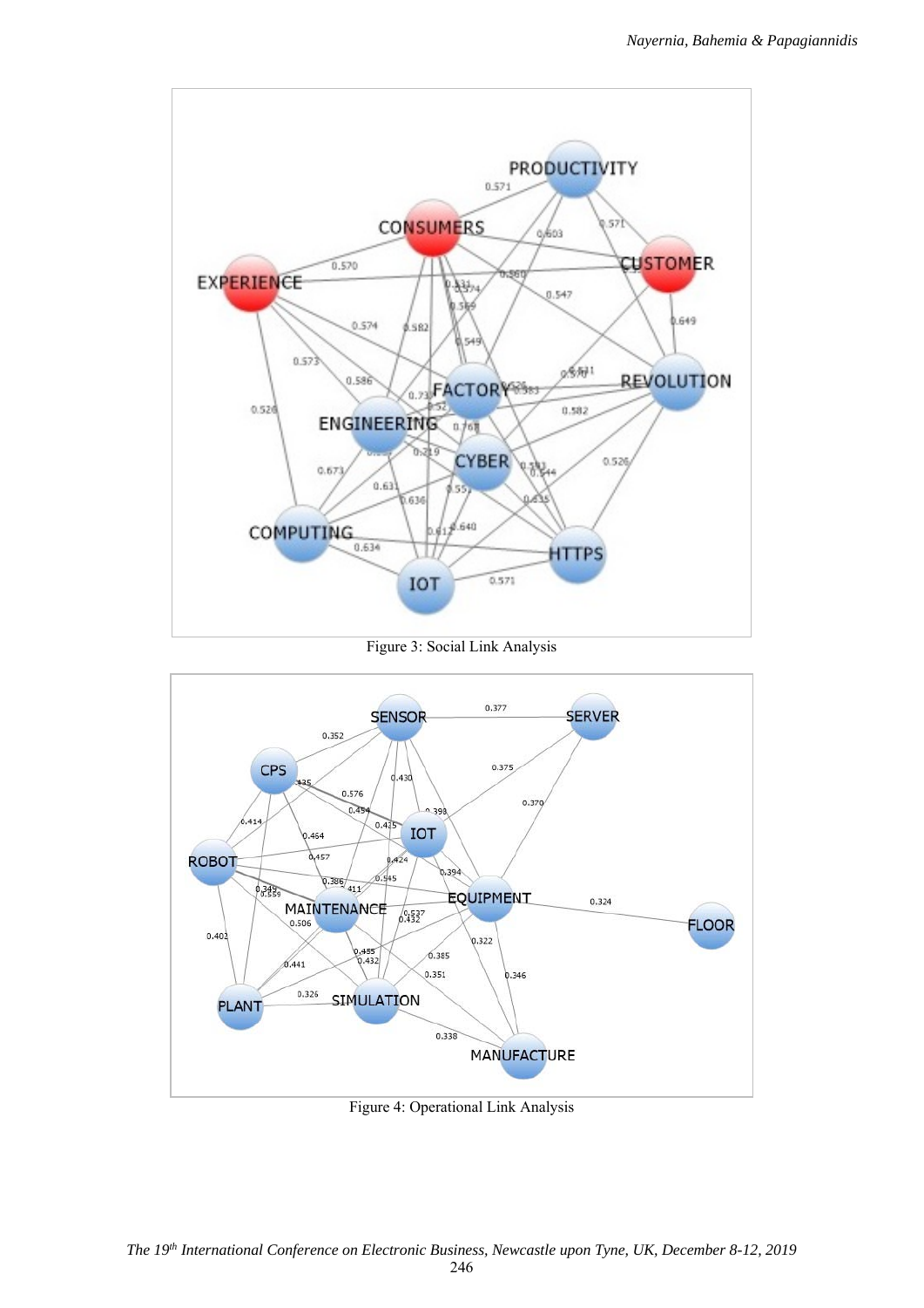Figure 3: Social Link Analysis

Figure 4: Operational Link Analysis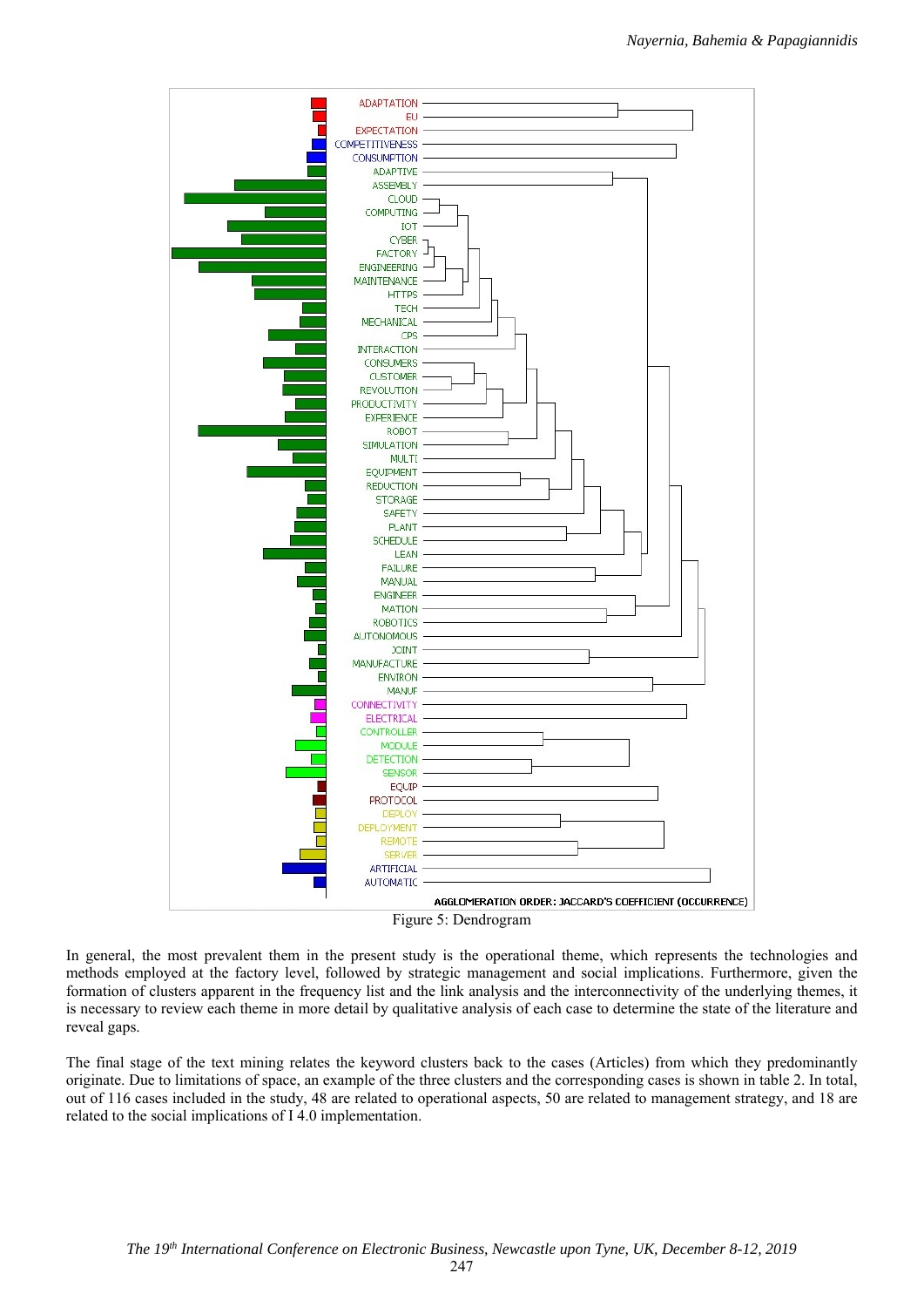Figure 5: Dendrogram

In general, the most prevalent them in the present study is the operational theme, which represents the technologies and methods employed at the factory level, followed by strategic management and social implications. Furthermore, given the formation of clusters apparent in the frequency list and the link analysis and the interconnectivity of the underlying themes, it is necessary to review each theme in more detail by qualitative analysis of each case to determine the state of the literature and reveal gaps.

The final stage of the text mining relates the keyword clusters back to the cases (Articles) from which they predominantly originate. Due to limitations of space, an example of the three clusters and the corresponding cases is shown in table 2. In total, out of 116 cases included in the study, 48 are related to operational aspects, 50 are related to management strategy, and 18 are related to the social implications of I 4.0 implementation.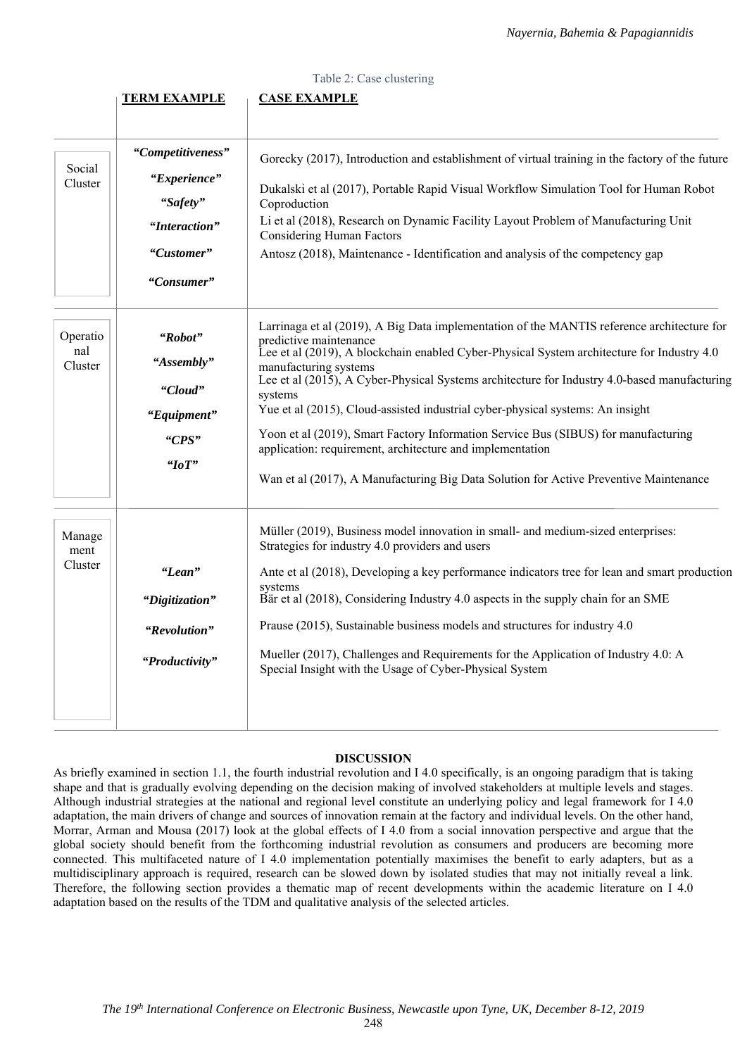Table 2: Case clustering

| | TERM EXAMPLE | CASE EXAMPLE |
|---|---|---|
| Social Cluster | *"Competitiveness"* *"Experience"* *"Safety"* *"Interaction"* *"Customer"* *"Consumer"* | Gorecky (2017), Introduction and establishment of virtual training in the factory of the future<br>Dukalski et al (2017), Portable Rapid Visual Workflow Simulation Tool for Human Robot Coproduction<br>Li et al (2018), Research on Dynamic Facility Layout Problem of Manufacturing Unit Considering Human Factors<br>Antosz (2018), Maintenance - Identification and analysis of the competency gap |
| Operational Cluster | *"Robot"* *"Assembly"* *"Cloud"* *"Equipment"* *"CPS"* *"IoT"* | Larrinaga et al (2019), A Big Data implementation of the MANTIS reference architecture for predictive maintenance<br>Lee et al (2019), A blockchain enabled Cyber-Physical System architecture for Industry 4.0 manufacturing systems<br>Lee et al (2015), A Cyber-Physical Systems architecture for Industry 4.0-based manufacturing systems<br>Yue et al (2015), Cloud-assisted industrial cyber-physical systems: An insight<br>Yoon et al (2019), Smart Factory Information Service Bus (SIBUS) for manufacturing application: requirement, architecture and implementation<br>Wan et al (2017), A Manufacturing Big Data Solution for Active Preventive Maintenance |
| Management Cluster | *"Lean"* *"Digitization"* *"Revolution"* *"Productivity"* | Müller (2019), Business model innovation in small- and medium-sized enterprises: Strategies for industry 4.0 providers and users<br>Ante et al (2018), Developing a key performance indicators tree for lean and smart production systems<br>Bär et al (2018), Considering Industry 4.0 aspects in the supply chain for an SME<br>Prause (2015), Sustainable business models and structures for industry 4.0<br>Mueller (2017), Challenges and Requirements for the Application of Industry 4.0: A Special Insight with the Usage of Cyber-Physical System |

## DISCUSSION

As briefly examined in section 1.1, the fourth industrial revolution and I 4.0 specifically, is an ongoing paradigm that is taking shape and that is gradually evolving depending on the decision making of involved stakeholders at multiple levels and stages. Although industrial strategies at the national and regional level constitute an underlying policy and legal framework for I 4.0 adaptation, the main drivers of change and sources of innovation remain at the factory and individual levels. On the other hand, Morrar, Arman and Mousa (2017) look at the global effects of I 4.0 from a social innovation perspective and argue that the global society should benefit from the forthcoming industrial revolution as consumers and producers are becoming more connected. This multifaceted nature of I 4.0 implementation potentially maximises the benefit to early adapters, but as a multidisciplinary approach is required, research can be slowed down by isolated studies that may not initially reveal a link. Therefore, the following section provides a thematic map of recent developments within the academic literature on I 4.0 adaptation based on the results of the TDM and qualitative analysis of the selected articles.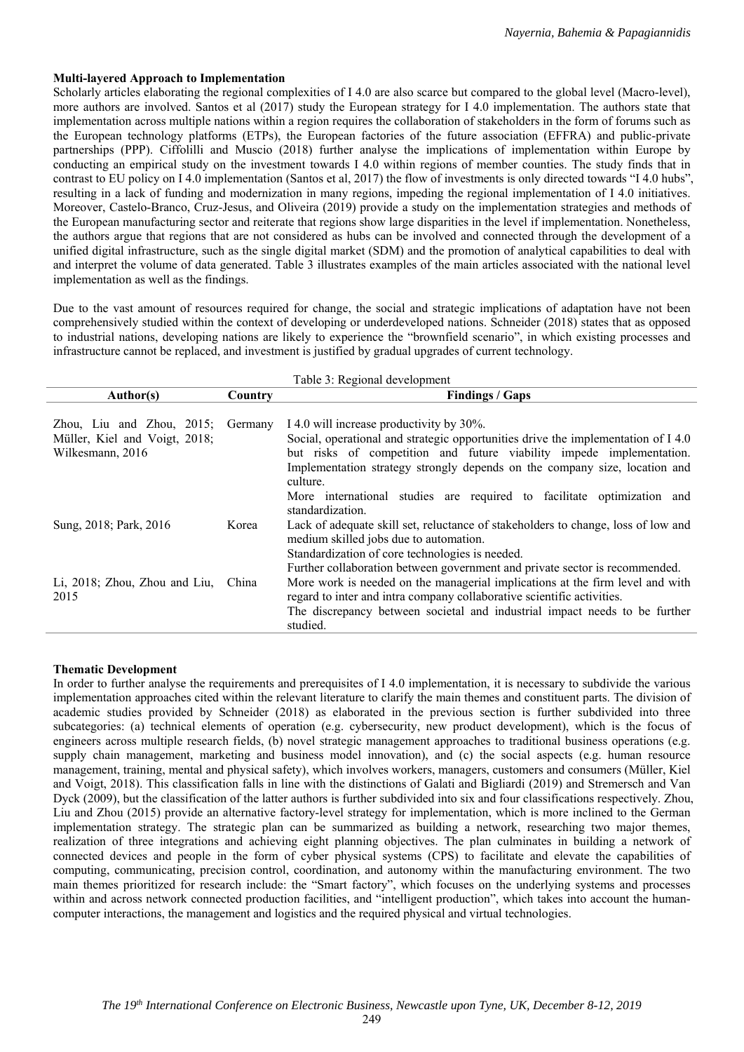### Multi-layered Approach to Implementation

Scholarly articles elaborating the regional complexities of I 4.0 are also scarce but compared to the global level (Macro-level), more authors are involved. Santos et al (2017) study the European strategy for I 4.0 implementation. The authors state that implementation across multiple nations within a region requires the collaboration of stakeholders in the form of forums such as the European technology platforms (ETPs), the European factories of the future association (EFFRA) and public-private partnerships (PPP). Ciffolilli and Muscio (2018) further analyse the implications of implementation within Europe by conducting an empirical study on the investment towards I 4.0 within regions of member counties. The study finds that in contrast to EU policy on I 4.0 implementation (Santos et al, 2017) the flow of investments is only directed towards "I 4.0 hubs", resulting in a lack of funding and modernization in many regions, impeding the regional implementation of I 4.0 initiatives. Moreover, Castelo-Branco, Cruz-Jesus, and Oliveira (2019) provide a study on the implementation strategies and methods of the European manufacturing sector and reiterate that regions show large disparities in the level if implementation. Nonetheless, the authors argue that regions that are not considered as hubs can be involved and connected through the development of a unified digital infrastructure, such as the single digital market (SDM) and the promotion of analytical capabilities to deal with and interpret the volume of data generated. Table 3 illustrates examples of the main articles associated with the national level implementation as well as the findings.

Due to the vast amount of resources required for change, the social and strategic implications of adaptation have not been comprehensively studied within the context of developing or underdeveloped nations. Schneider (2018) states that as opposed to industrial nations, developing nations are likely to experience the "brownfield scenario", in which existing processes and infrastructure cannot be replaced, and investment is justified by gradual upgrades of current technology.

Table 3: Regional development

| Author(s) | Country | Findings / Gaps |
|---|---|---|
| Zhou, Liu and Zhou, 2015; Müller, Kiel and Voigt, 2018; Wilkesmann, 2016 | Germany | I 4.0 will increase productivity by 30%. Social, operational and strategic opportunities drive the implementation of I 4.0 but risks of competition and future viability impede implementation. Implementation strategy strongly depends on the company size, location and culture. More international studies are required to facilitate optimization and standardization. |
| Sung, 2018; Park, 2016 | Korea | Lack of adequate skill set, reluctance of stakeholders to change, loss of low and medium skilled jobs due to automation. Standardization of core technologies is needed. Further collaboration between government and private sector is recommended. |
| Li, 2018; Zhou, Zhou and Liu, 2015 | China | More work is needed on the managerial implications at the firm level and with regard to inter and intra company collaborative scientific activities. The discrepancy between societal and industrial impact needs to be further studied. |

### Thematic Development

In order to further analyse the requirements and prerequisites of I 4.0 implementation, it is necessary to subdivide the various implementation approaches cited within the relevant literature to clarify the main themes and constituent parts. The division of academic studies provided by Schneider (2018) as elaborated in the previous section is further subdivided into three subcategories: (a) technical elements of operation (e.g. cybersecurity, new product development), which is the focus of engineers across multiple research fields, (b) novel strategic management approaches to traditional business operations (e.g. supply chain management, marketing and business model innovation), and (c) the social aspects (e.g. human resource management, training, mental and physical safety), which involves workers, managers, customers and consumers (Müller, Kiel and Voigt, 2018). This classification falls in line with the distinctions of Galati and Bigliardi (2019) and Stremersch and Van Dyck (2009), but the classification of the latter authors is further subdivided into six and four classifications respectively. Zhou, Liu and Zhou (2015) provide an alternative factory-level strategy for implementation, which is more inclined to the German implementation strategy. The strategic plan can be summarized as building a network, researching two major themes, realization of three integrations and achieving eight planning objectives. The plan culminates in building a network of connected devices and people in the form of cyber physical systems (CPS) to facilitate and elevate the capabilities of computing, communicating, precision control, coordination, and autonomy within the manufacturing environment. The two main themes prioritized for research include: the "Smart factory", which focuses on the underlying systems and processes within and across network connected production facilities, and "intelligent production", which takes into account the human-computer interactions, the management and logistics and the required physical and virtual technologies.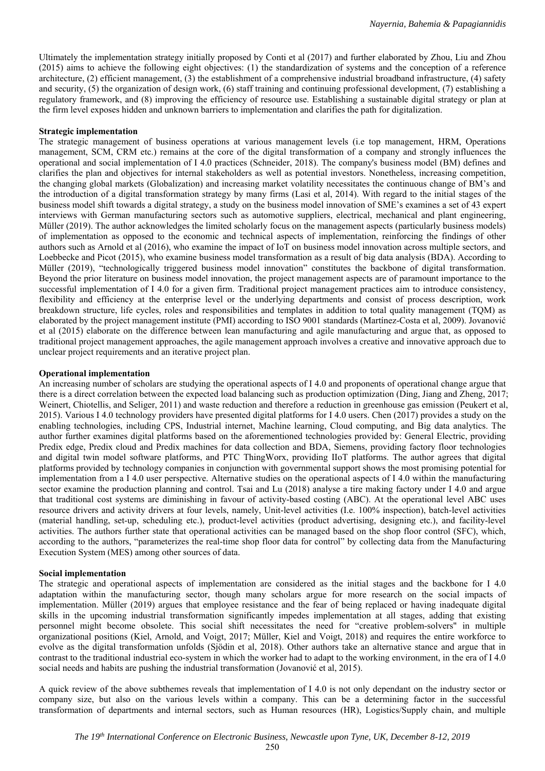Ultimately the implementation strategy initially proposed by Conti et al (2017) and further elaborated by Zhou, Liu and Zhou (2015) aims to achieve the following eight objectives: (1) the standardization of systems and the conception of a reference architecture, (2) efficient management, (3) the establishment of a comprehensive industrial broadband infrastructure, (4) safety and security, (5) the organization of design work, (6) staff training and continuing professional development, (7) establishing a regulatory framework, and (8) improving the efficiency of resource use. Establishing a sustainable digital strategy or plan at the firm level exposes hidden and unknown barriers to implementation and clarifies the path for digitalization.

**Strategic implementation**

The strategic management of business operations at various management levels (i.e top management, HRM, Operations management, SCM, CRM etc.) remains at the core of the digital transformation of a company and strongly influences the operational and social implementation of I 4.0 practices (Schneider, 2018). The company's business model (BM) defines and clarifies the plan and objectives for internal stakeholders as well as potential investors. Nonetheless, increasing competition, the changing global markets (Globalization) and increasing market volatility necessitates the continuous change of BM's and the introduction of a digital transformation strategy by many firms (Lasi et al, 2014). With regard to the initial stages of the business model shift towards a digital strategy, a study on the business model innovation of SME's examines a set of 43 expert interviews with German manufacturing sectors such as automotive suppliers, electrical, mechanical and plant engineering, Müller (2019). The author acknowledges the limited scholarly focus on the management aspects (particularly business models) of implementation as opposed to the economic and technical aspects of implementation, reinforcing the findings of other authors such as Arnold et al (2016), who examine the impact of IoT on business model innovation across multiple sectors, and Loebbecke and Picot (2015), who examine business model transformation as a result of big data analysis (BDA). According to Müller (2019), "technologically triggered business model innovation" constitutes the backbone of digital transformation. Beyond the prior literature on business model innovation, the project management aspects are of paramount importance to the successful implementation of I 4.0 for a given firm. Traditional project management practices aim to introduce consistency, flexibility and efficiency at the enterprise level or the underlying departments and consist of process description, work breakdown structure, life cycles, roles and responsibilities and templates in addition to total quality management (TQM) as elaborated by the project management institute (PMI) according to ISO 9001 standards (Martínez-Costa et al, 2009). Jovanović et al (2015) elaborate on the difference between lean manufacturing and agile manufacturing and argue that, as opposed to traditional project management approaches, the agile management approach involves a creative and innovative approach due to unclear project requirements and an iterative project plan.

**Operational implementation**

An increasing number of scholars are studying the operational aspects of I 4.0 and proponents of operational change argue that there is a direct correlation between the expected load balancing such as production optimization (Ding, Jiang and Zheng, 2017; Weinert, Chiotellis, and Seliger, 2011) and waste reduction and therefore a reduction in greenhouse gas emission (Peukert et al, 2015). Various I 4.0 technology providers have presented digital platforms for I 4.0 users. Chen (2017) provides a study on the enabling technologies, including CPS, Industrial internet, Machine learning, Cloud computing, and Big data analytics. The author further examines digital platforms based on the aforementioned technologies provided by: General Electric, providing Predix edge, Predix cloud and Predix machines for data collection and BDA, Siemens, providing factory floor technologies and digital twin model software platforms, and PTC ThingWorx, providing IIoT platforms. The author agrees that digital platforms provided by technology companies in conjunction with governmental support shows the most promising potential for implementation from a I 4.0 user perspective. Alternative studies on the operational aspects of I 4.0 within the manufacturing sector examine the production planning and control. Tsai and Lu (2018) analyse a tire making factory under I 4.0 and argue that traditional cost systems are diminishing in favour of activity-based costing (ABC). At the operational level ABC uses resource drivers and activity drivers at four levels, namely, Unit-level activities (I.e. 100% inspection), batch-level activities (material handling, set-up, scheduling etc.), product-level activities (product advertising, designing etc.), and facility-level activities. The authors further state that operational activities can be managed based on the shop floor control (SFC), which, according to the authors, "parameterizes the real-time shop floor data for control" by collecting data from the Manufacturing Execution System (MES) among other sources of data.

**Social implementation**

The strategic and operational aspects of implementation are considered as the initial stages and the backbone for I 4.0 adaptation within the manufacturing sector, though many scholars argue for more research on the social impacts of implementation. Müller (2019) argues that employee resistance and the fear of being replaced or having inadequate digital skills in the upcoming industrial transformation significantly impedes implementation at all stages, adding that existing personnel might become obsolete. This social shift necessitates the need for "creative problem-solvers" in multiple organizational positions (Kiel, Arnold, and Voigt, 2017; Müller, Kiel and Voigt, 2018) and requires the entire workforce to evolve as the digital transformation unfolds (Sjödin et al, 2018). Other authors take an alternative stance and argue that in contrast to the traditional industrial eco-system in which the worker had to adapt to the working environment, in the era of I 4.0 social needs and habits are pushing the industrial transformation (Jovanović et al, 2015).

A quick review of the above subthemes reveals that implementation of I 4.0 is not only dependant on the industry sector or company size, but also on the various levels within a company. This can be a determining factor in the successful transformation of departments and internal sectors, such as Human resources (HR), Logistics/Supply chain, and multiple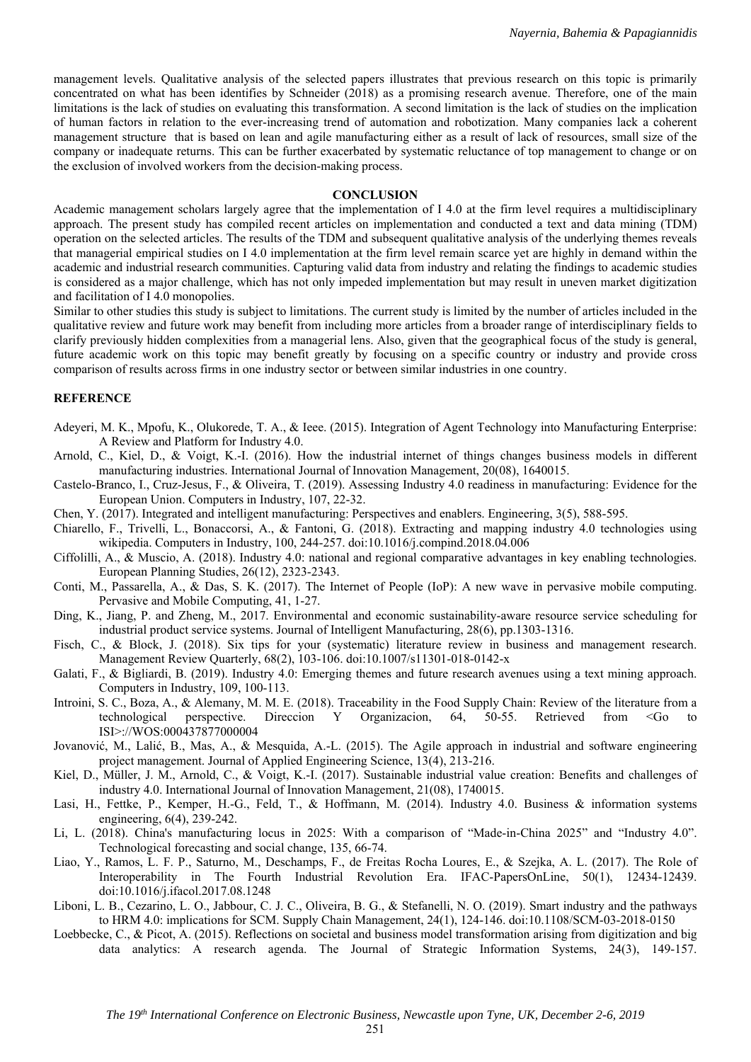management levels. Qualitative analysis of the selected papers illustrates that previous research on this topic is primarily concentrated on what has been identifies by Schneider (2018) as a promising research avenue. Therefore, one of the main limitations is the lack of studies on evaluating this transformation. A second limitation is the lack of studies on the implication of human factors in relation to the ever-increasing trend of automation and robotization. Many companies lack a coherent management structure that is based on lean and agile manufacturing either as a result of lack of resources, small size of the company or inadequate returns. This can be further exacerbated by systematic reluctance of top management to change or on the exclusion of involved workers from the decision-making process.

## CONCLUSION

Academic management scholars largely agree that the implementation of I 4.0 at the firm level requires a multidisciplinary approach. The present study has compiled recent articles on implementation and conducted a text and data mining (TDM) operation on the selected articles. The results of the TDM and subsequent qualitative analysis of the underlying themes reveals that managerial empirical studies on I 4.0 implementation at the firm level remain scarce yet are highly in demand within the academic and industrial research communities. Capturing valid data from industry and relating the findings to academic studies is considered as a major challenge, which has not only impeded implementation but may result in uneven market digitization and facilitation of I 4.0 monopolies.

Similar to other studies this study is subject to limitations. The current study is limited by the number of articles included in the qualitative review and future work may benefit from including more articles from a broader range of interdisciplinary fields to clarify previously hidden complexities from a managerial lens. Also, given that the geographical focus of the study is general, future academic work on this topic may benefit greatly by focusing on a specific country or industry and provide cross comparison of results across firms in one industry sector or between similar industries in one country.

## REFERENCE

Adeyeri, M. K., Mpofu, K., Olukorede, T. A., & Ieee. (2015). Integration of Agent Technology into Manufacturing Enterprise: A Review and Platform for Industry 4.0.

Arnold, C., Kiel, D., & Voigt, K.-I. (2016). How the industrial internet of things changes business models in different manufacturing industries. International Journal of Innovation Management, 20(08), 1640015.

Castelo-Branco, I., Cruz-Jesus, F., & Oliveira, T. (2019). Assessing Industry 4.0 readiness in manufacturing: Evidence for the European Union. Computers in Industry, 107, 22-32.

Chen, Y. (2017). Integrated and intelligent manufacturing: Perspectives and enablers. Engineering, 3(5), 588-595.

Chiarello, F., Trivelli, L., Bonaccorsi, A., & Fantoni, G. (2018). Extracting and mapping industry 4.0 technologies using wikipedia. Computers in Industry, 100, 244-257. doi:10.1016/j.compind.2018.04.006

Ciffolilli, A., & Muscio, A. (2018). Industry 4.0: national and regional comparative advantages in key enabling technologies. European Planning Studies, 26(12), 2323-2343.

Conti, M., Passarella, A., & Das, S. K. (2017). The Internet of People (IoP): A new wave in pervasive mobile computing. Pervasive and Mobile Computing, 41, 1-27.

Ding, K., Jiang, P. and Zheng, M., 2017. Environmental and economic sustainability-aware resource service scheduling for industrial product service systems. Journal of Intelligent Manufacturing, 28(6), pp.1303-1316.

Fisch, C., & Block, J. (2018). Six tips for your (systematic) literature review in business and management research. Management Review Quarterly, 68(2), 103-106. doi:10.1007/s11301-018-0142-x

Galati, F., & Bigliardi, B. (2019). Industry 4.0: Emerging themes and future research avenues using a text mining approach. Computers in Industry, 109, 100-113.

Introini, S. C., Boza, A., & Alemany, M. M. E. (2018). Traceability in the Food Supply Chain: Review of the literature from a technological perspective. Direccion Y Organizacion, 64, 50-55. Retrieved from <Go to ISI>://WOS:000437877000004

Jovanović, M., Lalić, B., Mas, A., & Mesquida, A.-L. (2015). The Agile approach in industrial and software engineering project management. Journal of Applied Engineering Science, 13(4), 213-216.

Kiel, D., Müller, J. M., Arnold, C., & Voigt, K.-I. (2017). Sustainable industrial value creation: Benefits and challenges of industry 4.0. International Journal of Innovation Management, 21(08), 1740015.

Lasi, H., Fettke, P., Kemper, H.-G., Feld, T., & Hoffmann, M. (2014). Industry 4.0. Business & information systems engineering, 6(4), 239-242.

Li, L. (2018). China's manufacturing locus in 2025: With a comparison of "Made-in-China 2025" and "Industry 4.0". Technological forecasting and social change, 135, 66-74.

Liao, Y., Ramos, L. F. P., Saturno, M., Deschamps, F., de Freitas Rocha Loures, E., & Szejka, A. L. (2017). The Role of Interoperability in The Fourth Industrial Revolution Era. IFAC-PapersOnLine, 50(1), 12434-12439. doi:10.1016/j.ifacol.2017.08.1248

Liboni, L. B., Cezarino, L. O., Jabbour, C. J. C., Oliveira, B. G., & Stefanelli, N. O. (2019). Smart industry and the pathways to HRM 4.0: implications for SCM. Supply Chain Management, 24(1), 124-146. doi:10.1108/SCM-03-2018-0150

Loebbecke, C., & Picot, A. (2015). Reflections on societal and business model transformation arising from digitization and big data analytics: A research agenda. The Journal of Strategic Information Systems, 24(3), 149-157.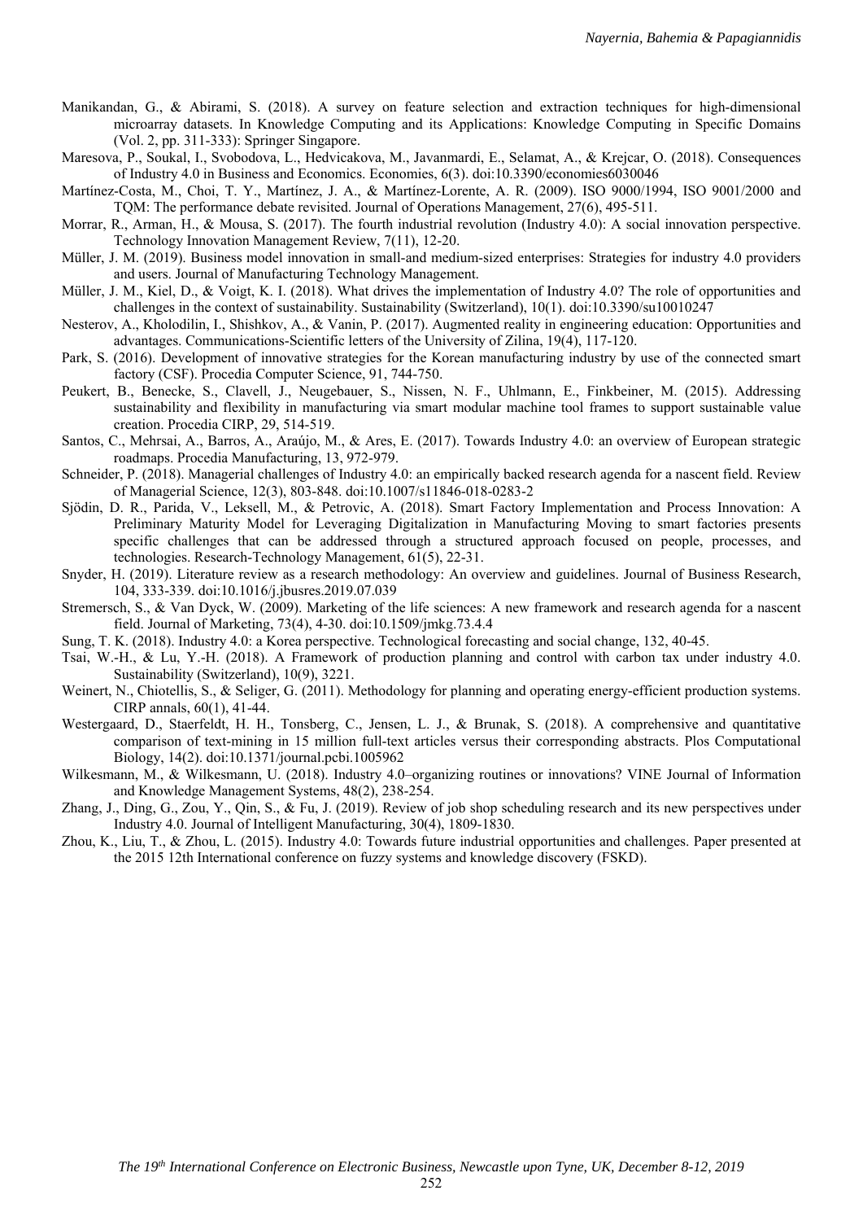Manikandan, G., & Abirami, S. (2018). A survey on feature selection and extraction techniques for high-dimensional microarray datasets. In Knowledge Computing and its Applications: Knowledge Computing in Specific Domains (Vol. 2, pp. 311-333): Springer Singapore.

Maresova, P., Soukal, I., Svobodova, L., Hedvicakova, M., Javanmardi, E., Selamat, A., & Krejcar, O. (2018). Consequences of Industry 4.0 in Business and Economics. Economies, 6(3). doi:10.3390/economies6030046

Martínez-Costa, M., Choi, T. Y., Martínez, J. A., & Martínez-Lorente, A. R. (2009). ISO 9000/1994, ISO 9001/2000 and TQM: The performance debate revisited. Journal of Operations Management, 27(6), 495-511.

Morrar, R., Arman, H., & Mousa, S. (2017). The fourth industrial revolution (Industry 4.0): A social innovation perspective. Technology Innovation Management Review, 7(11), 12-20.

Müller, J. M. (2019). Business model innovation in small-and medium-sized enterprises: Strategies for industry 4.0 providers and users. Journal of Manufacturing Technology Management.

Müller, J. M., Kiel, D., & Voigt, K. I. (2018). What drives the implementation of Industry 4.0? The role of opportunities and challenges in the context of sustainability. Sustainability (Switzerland), 10(1). doi:10.3390/su10010247

Nesterov, A., Kholodilin, I., Shishkov, A., & Vanin, P. (2017). Augmented reality in engineering education: Opportunities and advantages. Communications-Scientific letters of the University of Zilina, 19(4), 117-120.

Park, S. (2016). Development of innovative strategies for the Korean manufacturing industry by use of the connected smart factory (CSF). Procedia Computer Science, 91, 744-750.

Peukert, B., Benecke, S., Clavell, J., Neugebauer, S., Nissen, N. F., Uhlmann, E., Finkbeiner, M. (2015). Addressing sustainability and flexibility in manufacturing via smart modular machine tool frames to support sustainable value creation. Procedia CIRP, 29, 514-519.

Santos, C., Mehrsai, A., Barros, A., Araújo, M., & Ares, E. (2017). Towards Industry 4.0: an overview of European strategic roadmaps. Procedia Manufacturing, 13, 972-979.

Schneider, P. (2018). Managerial challenges of Industry 4.0: an empirically backed research agenda for a nascent field. Review of Managerial Science, 12(3), 803-848. doi:10.1007/s11846-018-0283-2

Sjödin, D. R., Parida, V., Leksell, M., & Petrovic, A. (2018). Smart Factory Implementation and Process Innovation: A Preliminary Maturity Model for Leveraging Digitalization in Manufacturing Moving to smart factories presents specific challenges that can be addressed through a structured approach focused on people, processes, and technologies. Research-Technology Management, 61(5), 22-31.

Snyder, H. (2019). Literature review as a research methodology: An overview and guidelines. Journal of Business Research, 104, 333-339. doi:10.1016/j.jbusres.2019.07.039

Stremersch, S., & Van Dyck, W. (2009). Marketing of the life sciences: A new framework and research agenda for a nascent field. Journal of Marketing, 73(4), 4-30. doi:10.1509/jmkg.73.4.4

Sung, T. K. (2018). Industry 4.0: a Korea perspective. Technological forecasting and social change, 132, 40-45.

Tsai, W.-H., & Lu, Y.-H. (2018). A Framework of production planning and control with carbon tax under industry 4.0. Sustainability (Switzerland), 10(9), 3221.

Weinert, N., Chiotellis, S., & Seliger, G. (2011). Methodology for planning and operating energy-efficient production systems. CIRP annals, 60(1), 41-44.

Westergaard, D., Staerfeldt, H. H., Tonsberg, C., Jensen, L. J., & Brunak, S. (2018). A comprehensive and quantitative comparison of text-mining in 15 million full-text articles versus their corresponding abstracts. Plos Computational Biology, 14(2). doi:10.1371/journal.pcbi.1005962

Wilkesmann, M., & Wilkesmann, U. (2018). Industry 4.0–organizing routines or innovations? VINE Journal of Information and Knowledge Management Systems, 48(2), 238-254.

Zhang, J., Ding, G., Zou, Y., Qin, S., & Fu, J. (2019). Review of job shop scheduling research and its new perspectives under Industry 4.0. Journal of Intelligent Manufacturing, 30(4), 1809-1830.

Zhou, K., Liu, T., & Zhou, L. (2015). Industry 4.0: Towards future industrial opportunities and challenges. Paper presented at the 2015 12th International conference on fuzzy systems and knowledge discovery (FSKD).